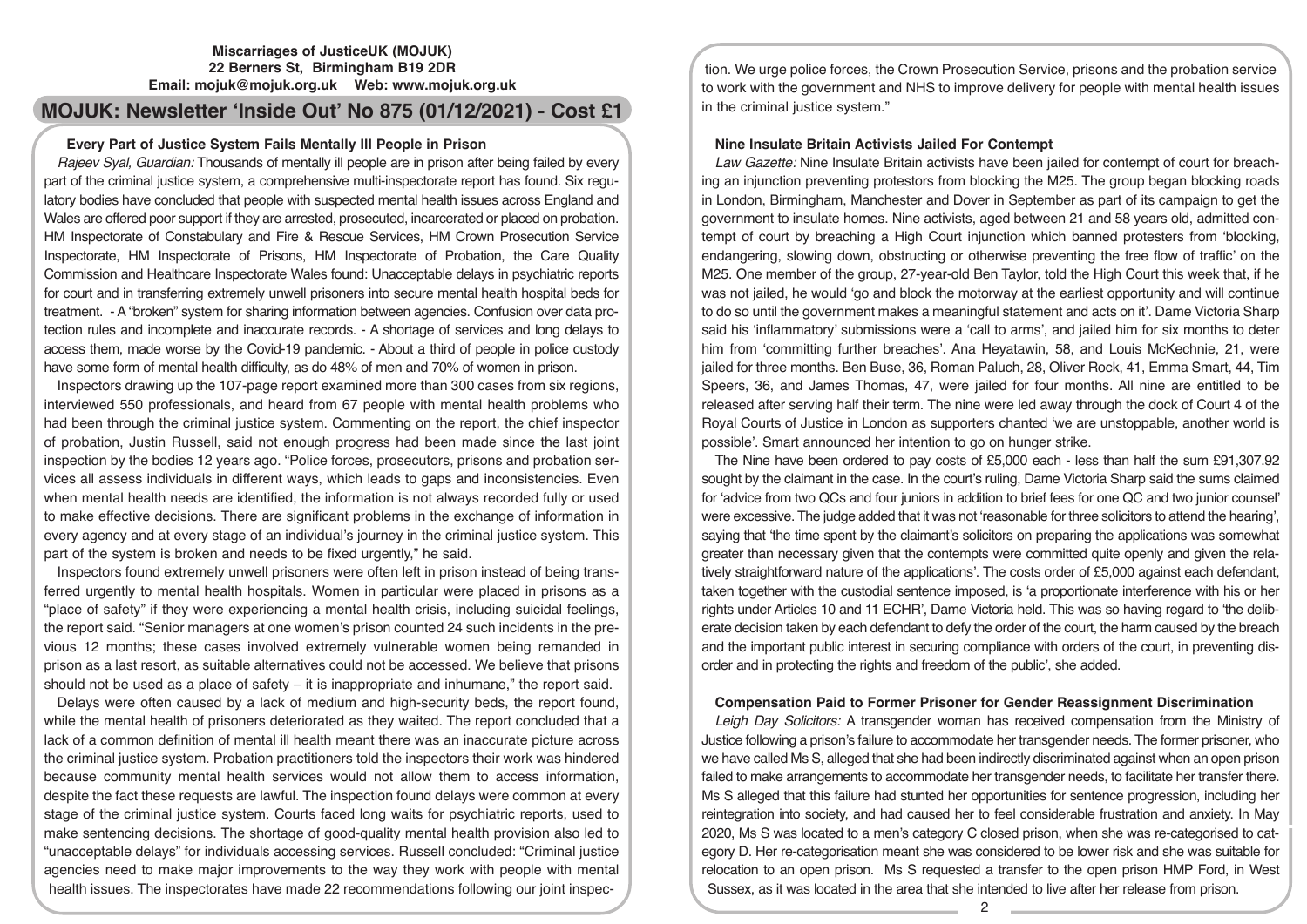**Miscarriages of JusticeUK (MOJUK)**
**22 Berners St, Birmingham B19 2DR**
**Email: mojuk@mojuk.org.uk Web: www.mojuk.org.uk**

# MOJUK: Newsletter 'Inside Out' No 875 (01/12/2021) - Cost £1

## Every Part of Justice System Fails Mentally Ill People in Prison

*Rajeev Syal, Guardian:* Thousands of mentally ill people are in prison after being failed by every part of the criminal justice system, a comprehensive multi-inspectorate report has found. Six regulatory bodies have concluded that people with suspected mental health issues across England and Wales are offered poor support if they are arrested, prosecuted, incarcerated or placed on probation. HM Inspectorate of Constabulary and Fire & Rescue Services, HM Crown Prosecution Service Inspectorate, HM Inspectorate of Prisons, HM Inspectorate of Probation, the Care Quality Commission and Healthcare Inspectorate Wales found: Unacceptable delays in psychiatric reports for court and in transferring extremely unwell prisoners into secure mental health hospital beds for treatment. - A "broken" system for sharing information between agencies. Confusion over data protection rules and incomplete and inaccurate records. - A shortage of services and long delays to access them, made worse by the Covid-19 pandemic. - About a third of people in police custody have some form of mental health difficulty, as do 48% of men and 70% of women in prison.

Inspectors drawing up the 107-page report examined more than 300 cases from six regions, interviewed 550 professionals, and heard from 67 people with mental health problems who had been through the criminal justice system. Commenting on the report, the chief inspector of probation, Justin Russell, said not enough progress had been made since the last joint inspection by the bodies 12 years ago. "Police forces, prosecutors, prisons and probation services all assess individuals in different ways, which leads to gaps and inconsistencies. Even when mental health needs are identified, the information is not always recorded fully or used to make effective decisions. There are significant problems in the exchange of information in every agency and at every stage of an individual's journey in the criminal justice system. This part of the system is broken and needs to be fixed urgently," he said.

Inspectors found extremely unwell prisoners were often left in prison instead of being transferred urgently to mental health hospitals. Women in particular were placed in prisons as a "place of safety" if they were experiencing a mental health crisis, including suicidal feelings, the report said. "Senior managers at one women's prison counted 24 such incidents in the previous 12 months; these cases involved extremely vulnerable women being remanded in prison as a last resort, as suitable alternatives could not be accessed. We believe that prisons should not be used as a place of safety – it is inappropriate and inhumane," the report said.

Delays were often caused by a lack of medium and high-security beds, the report found, while the mental health of prisoners deteriorated as they waited. The report concluded that a lack of a common definition of mental ill health meant there was an inaccurate picture across the criminal justice system. Probation practitioners told the inspectors their work was hindered because community mental health services would not allow them to access information, despite the fact these requests are lawful. The inspection found delays were common at every stage of the criminal justice system. Courts faced long waits for psychiatric reports, used to make sentencing decisions. The shortage of good-quality mental health provision also led to "unacceptable delays" for individuals accessing services. Russell concluded: "Criminal justice agencies need to make major improvements to the way they work with people with mental health issues. The inspectorates have made 22 recommendations following our joint inspection. We urge police forces, the Crown Prosecution Service, prisons and the probation service to work with the government and NHS to improve delivery for people with mental health issues in the criminal justice system."

## Nine Insulate Britain Activists Jailed For Contempt

*Law Gazette:* Nine Insulate Britain activists have been jailed for contempt of court for breaching an injunction preventing protestors from blocking the M25. The group began blocking roads in London, Birmingham, Manchester and Dover in September as part of its campaign to get the government to insulate homes. Nine activists, aged between 21 and 58 years old, admitted contempt of court by breaching a High Court injunction which banned protesters from 'blocking, endangering, slowing down, obstructing or otherwise preventing the free flow of traffic' on the M25. One member of the group, 27-year-old Ben Taylor, told the High Court this week that, if he was not jailed, he would 'go and block the motorway at the earliest opportunity and will continue to do so until the government makes a meaningful statement and acts on it'. Dame Victoria Sharp said his 'inflammatory' submissions were a 'call to arms', and jailed him for six months to deter him from 'committing further breaches'. Ana Heyatawin, 58, and Louis McKechnie, 21, were jailed for three months. Ben Buse, 36, Roman Paluch, 28, Oliver Rock, 41, Emma Smart, 44, Tim Speers, 36, and James Thomas, 47, were jailed for four months. All nine are entitled to be released after serving half their term. The nine were led away through the dock of Court 4 of the Royal Courts of Justice in London as supporters chanted 'we are unstoppable, another world is possible'. Smart announced her intention to go on hunger strike.

The Nine have been ordered to pay costs of £5,000 each - less than half the sum £91,307.92 sought by the claimant in the case. In the court's ruling, Dame Victoria Sharp said the sums claimed for 'advice from two QCs and four juniors in addition to brief fees for one QC and two junior counsel' were excessive. The judge added that it was not 'reasonable for three solicitors to attend the hearing', saying that 'the time spent by the claimant's solicitors on preparing the applications was somewhat greater than necessary given that the contempts were committed quite openly and given the relatively straightforward nature of the applications'. The costs order of £5,000 against each defendant, taken together with the custodial sentence imposed, is 'a proportionate interference with his or her rights under Articles 10 and 11 ECHR', Dame Victoria held. This was so having regard to 'the deliberate decision taken by each defendant to defy the order of the court, the harm caused by the breach and the important public interest in securing compliance with orders of the court, in preventing disorder and in protecting the rights and freedom of the public', she added.

## Compensation Paid to Former Prisoner for Gender Reassignment Discrimination

*Leigh Day Solicitors:* A transgender woman has received compensation from the Ministry of Justice following a prison's failure to accommodate her transgender needs. The former prisoner, who we have called Ms S, alleged that she had been indirectly discriminated against when an open prison failed to make arrangements to accommodate her transgender needs, to facilitate her transfer there. Ms S alleged that this failure had stunted her opportunities for sentence progression, including her reintegration into society, and had caused her to feel considerable frustration and anxiety. In May 2020, Ms S was located to a men's category C closed prison, when she was re-categorised to category D. Her re-categorisation meant she was considered to be lower risk and she was suitable for relocation to an open prison. Ms S requested a transfer to the open prison HMP Ford, in West Sussex, as it was located in the area that she intended to live after her release from prison.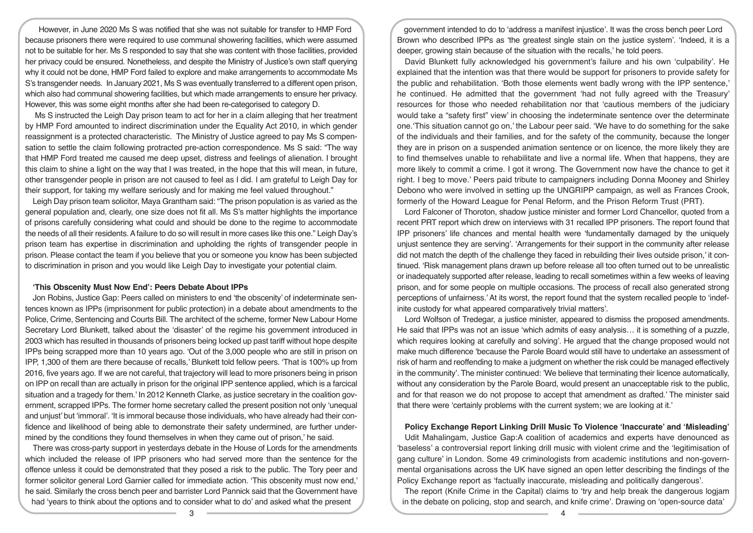However, in June 2020 Ms S was notified that she was not suitable for transfer to HMP Ford because prisoners there were required to use communal showering facilities, which were assumed not to be suitable for her. Ms S responded to say that she was content with those facilities, provided her privacy could be ensured. Nonetheless, and despite the Ministry of Justice's own staff querying why it could not be done, HMP Ford failed to explore and make arrangements to accommodate Ms S's transgender needs. In January 2021, Ms S was eventually transferred to a different open prison, which also had communal showering facilities, but which made arrangements to ensure her privacy. However, this was some eight months after she had been re-categorised to category D.

Ms S instructed the Leigh Day prison team to act for her in a claim alleging that her treatment by HMP Ford amounted to indirect discrimination under the Equality Act 2010, in which gender reassignment is a protected characteristic. The Ministry of Justice agreed to pay Ms S compensation to settle the claim following protracted pre-action correspondence. Ms S said: "The way that HMP Ford treated me caused me deep upset, distress and feelings of alienation. I brought this claim to shine a light on the way that I was treated, in the hope that this will mean, in future, other transgender people in prison are not caused to feel as I did. I am grateful to Leigh Day for their support, for taking my welfare seriously and for making me feel valued throughout."

Leigh Day prison team solicitor, Maya Grantham said: "The prison population is as varied as the general population and, clearly, one size does not fit all. Ms S's matter highlights the importance of prisons carefully considering what could and should be done to the regime to accommodate the needs of all their residents. A failure to do so will result in more cases like this one." Leigh Day's prison team has expertise in discrimination and upholding the rights of transgender people in prison. Please contact the team if you believe that you or someone you know has been subjected to discrimination in prison and you would like Leigh Day to investigate your potential claim.

## 'This Obscenity Must Now End': Peers Debate About IPPs

Jon Robins, Justice Gap: Peers called on ministers to end 'the obscenity' of indeterminate sentences known as IPPs (imprisonment for public protection) in a debate about amendments to the Police, Crime, Sentencing and Courts Bill. The architect of the scheme, former New Labour Home Secretary Lord Blunkett, talked about the 'disaster' of the regime his government introduced in 2003 which has resulted in thousands of prisoners being locked up past tariff without hope despite IPPs being scrapped more than 10 years ago. 'Out of the 3,000 people who are still in prison on IPP, 1,300 of them are there because of recalls,' Blunkett told fellow peers. 'That is 100% up from 2016, five years ago. If we are not careful, that trajectory will lead to more prisoners being in prison on IPP on recall than are actually in prison for the original IPP sentence applied, which is a farcical situation and a tragedy for them.' In 2012 Kenneth Clarke, as justice secretary in the coalition government, scrapped IPPs. The former home secretary called the present position not only 'unequal and unjust' but 'immoral'. 'It is immoral because those individuals, who have already had their confidence and likelihood of being able to demonstrate their safety undermined, are further undermined by the conditions they found themselves in when they came out of prison,' he said.

There was cross-party support in yesterdays debate in the House of Lords for the amendments which included the release of IPP prisoners who had served more than the sentence for the offence unless it could be demonstrated that they posed a risk to the public. The Tory peer and former solicitor general Lord Garnier called for immediate action. 'This obscenity must now end,' he said. Similarly the cross bench peer and barrister Lord Pannick said that the Government have had 'years to think about the options and to consider what to do' and asked what the present government intended to do to 'address a manifest injustice'. It was the cross bench peer Lord Brown who described IPPs as 'the greatest single stain on the justice system'. 'Indeed, it is a deeper, growing stain because of the situation with the recalls,' he told peers.

David Blunkett fully acknowledged his government's failure and his own 'culpability'. He explained that the intention was that there would be support for prisoners to provide safety for the public and rehabilitation. 'Both those elements went badly wrong with the IPP sentence,' he continued. He admitted that the government 'had not fully agreed with the Treasury' resources for those who needed rehabilitation nor that 'cautious members of the judiciary would take a "safety first" view' in choosing the indeterminate sentence over the determinate one.'This situation cannot go on,' the Labour peer said. 'We have to do something for the sake of the individuals and their families, and for the safety of the community, because the longer they are in prison on a suspended animation sentence or on licence, the more likely they are to find themselves unable to rehabilitate and live a normal life. When that happens, they are more likely to commit a crime. I got it wrong. The Government now have the chance to get it right. I beg to move.' Peers paid tribute to campaigners including Donna Mooney and Shirley Debono who were involved in setting up the UNGRIPP campaign, as well as Frances Crook, formerly of the Howard League for Penal Reform, and the Prison Reform Trust (PRT).

Lord Falconer of Thoroton, shadow justice minister and former Lord Chancellor, quoted from a recent PRT report which drew on interviews with 31 recalled IPP prisoners. The report found that IPP prisoners' life chances and mental health were 'fundamentally damaged by the uniquely unjust sentence they are serving'. 'Arrangements for their support in the community after release did not match the depth of the challenge they faced in rebuilding their lives outside prison,' it continued. 'Risk management plans drawn up before release all too often turned out to be unrealistic or inadequately supported after release, leading to recall sometimes within a few weeks of leaving prison, and for some people on multiple occasions. The process of recall also generated strong perceptions of unfairness.' At its worst, the report found that the system recalled people to 'indefinite custody for what appeared comparatively trivial matters'.

Lord Wolfson of Tredegar, a justice minister, appeared to dismiss the proposed amendments. He said that IPPs was not an issue 'which admits of easy analysis… it is something of a puzzle, which requires looking at carefully and solving'. He argued that the change proposed would not make much difference 'because the Parole Board would still have to undertake an assessment of risk of harm and reoffending to make a judgment on whether the risk could be managed effectively in the community'. The minister continued: 'We believe that terminating their licence automatically, without any consideration by the Parole Board, would present an unacceptable risk to the public, and for that reason we do not propose to accept that amendment as drafted.' The minister said that there were 'certainly problems with the current system; we are looking at it.'

## Policy Exchange Report Linking Drill Music To Violence 'Inaccurate' and 'Misleading'

Udit Mahalingam, Justice Gap:A coalition of academics and experts have denounced as 'baseless' a controversial report linking drill music with violent crime and the 'legitimisation of gang culture' in London. Some 49 criminologists from academic institutions and non-governmental organisations across the UK have signed an open letter describing the findings of the Policy Exchange report as 'factually inaccurate, misleading and politically dangerous'.

The report (Knife Crime in the Capital) claims to 'try and help break the dangerous logjam in the debate on policing, stop and search, and knife crime'. Drawing on 'open-source data'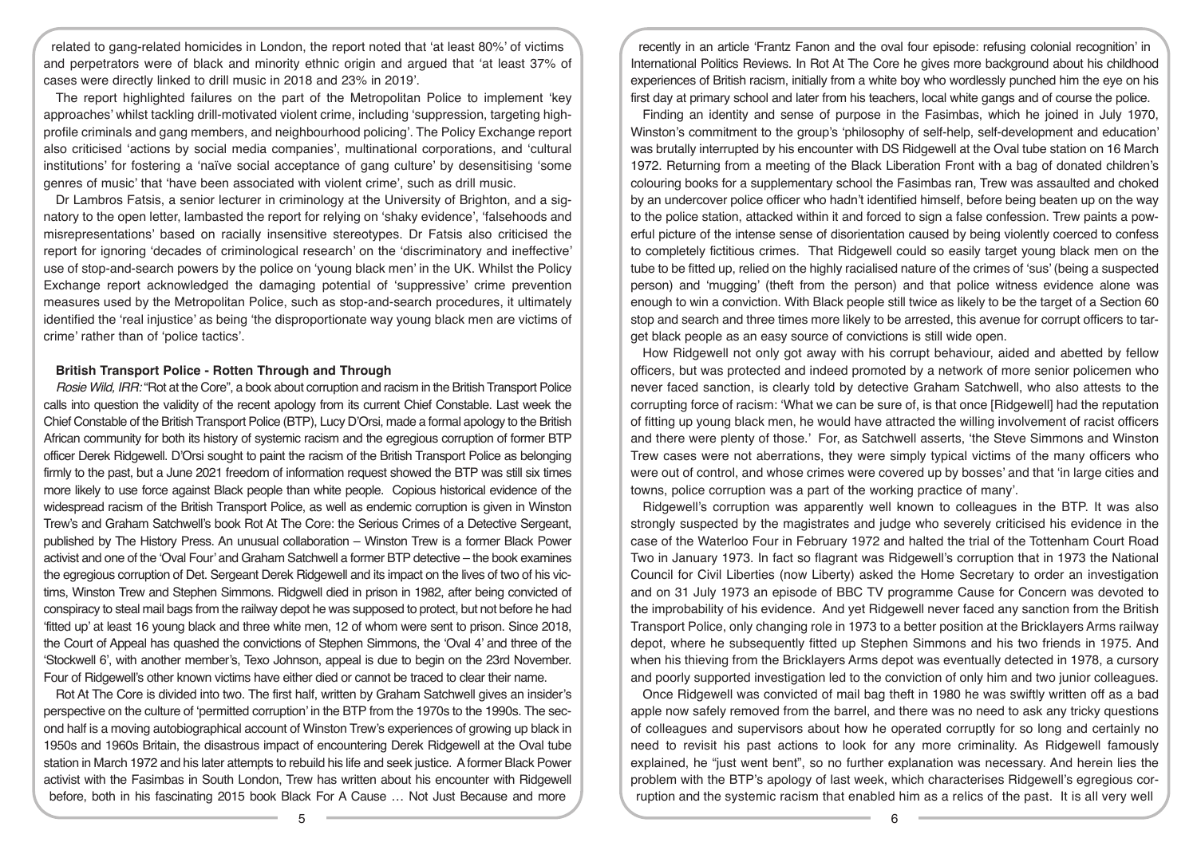related to gang-related homicides in London, the report noted that 'at least 80%' of victims and perpetrators were of black and minority ethnic origin and argued that 'at least 37% of cases were directly linked to drill music in 2018 and 23% in 2019'.

The report highlighted failures on the part of the Metropolitan Police to implement 'key approaches' whilst tackling drill-motivated violent crime, including 'suppression, targeting high-profile criminals and gang members, and neighbourhood policing'. The Policy Exchange report also criticised 'actions by social media companies', multinational corporations, and 'cultural institutions' for fostering a 'naïve social acceptance of gang culture' by desensitising 'some genres of music' that 'have been associated with violent crime', such as drill music.

Dr Lambros Fatsis, a senior lecturer in criminology at the University of Brighton, and a signatory to the open letter, lambasted the report for relying on 'shaky evidence', 'falsehoods and misrepresentations' based on racially insensitive stereotypes. Dr Fatsis also criticised the report for ignoring 'decades of criminological research' on the 'discriminatory and ineffective' use of stop-and-search powers by the police on 'young black men' in the UK. Whilst the Policy Exchange report acknowledged the damaging potential of 'suppressive' crime prevention measures used by the Metropolitan Police, such as stop-and-search procedures, it ultimately identified the 'real injustice' as being 'the disproportionate way young black men are victims of crime' rather than of 'police tactics'.

**British Transport Police - Rotten Through and Through**

*Rosie Wild, IRR:* "Rot at the Core", a book about corruption and racism in the British Transport Police calls into question the validity of the recent apology from its current Chief Constable. Last week the Chief Constable of the British Transport Police (BTP), Lucy D'Orsi, made a formal apology to the British African community for both its history of systemic racism and the egregious corruption of former BTP officer Derek Ridgewell. D'Orsi sought to paint the racism of the British Transport Police as belonging firmly to the past, but a June 2021 freedom of information request showed the BTP was still six times more likely to use force against Black people than white people. Copious historical evidence of the widespread racism of the British Transport Police, as well as endemic corruption is given in Winston Trew's and Graham Satchwell's book Rot At The Core: the Serious Crimes of a Detective Sergeant, published by The History Press. An unusual collaboration – Winston Trew is a former Black Power activist and one of the 'Oval Four' and Graham Satchwell a former BTP detective – the book examines the egregious corruption of Det. Sergeant Derek Ridgewell and its impact on the lives of two of his victims, Winston Trew and Stephen Simmons. Ridgwell died in prison in 1982, after being convicted of conspiracy to steal mail bags from the railway depot he was supposed to protect, but not before he had 'fitted up' at least 16 young black and three white men, 12 of whom were sent to prison. Since 2018, the Court of Appeal has quashed the convictions of Stephen Simmons, the 'Oval 4' and three of the 'Stockwell 6', with another member's, Texo Johnson, appeal is due to begin on the 23rd November. Four of Ridgewell's other known victims have either died or cannot be traced to clear their name.

Rot At The Core is divided into two. The first half, written by Graham Satchwell gives an insider's perspective on the culture of 'permitted corruption' in the BTP from the 1970s to the 1990s. The second half is a moving autobiographical account of Winston Trew's experiences of growing up black in 1950s and 1960s Britain, the disastrous impact of encountering Derek Ridgewell at the Oval tube station in March 1972 and his later attempts to rebuild his life and seek justice. A former Black Power activist with the Fasimbas in South London, Trew has written about his encounter with Ridgewell before, both in his fascinating 2015 book Black For A Cause … Not Just Because and more recently in an article 'Frantz Fanon and the oval four episode: refusing colonial recognition' in International Politics Reviews. In Rot At The Core he gives more background about his childhood experiences of British racism, initially from a white boy who wordlessly punched him the eye on his first day at primary school and later from his teachers, local white gangs and of course the police.

Finding an identity and sense of purpose in the Fasimbas, which he joined in July 1970, Winston's commitment to the group's 'philosophy of self-help, self-development and education' was brutally interrupted by his encounter with DS Ridgewell at the Oval tube station on 16 March 1972. Returning from a meeting of the Black Liberation Front with a bag of donated children's colouring books for a supplementary school the Fasimbas ran, Trew was assaulted and choked by an undercover police officer who hadn't identified himself, before being beaten up on the way to the police station, attacked within it and forced to sign a false confession. Trew paints a powerful picture of the intense sense of disorientation caused by being violently coerced to confess to completely fictitious crimes. That Ridgewell could so easily target young black men on the tube to be fitted up, relied on the highly racialised nature of the crimes of 'sus' (being a suspected person) and 'mugging' (theft from the person) and that police witness evidence alone was enough to win a conviction. With Black people still twice as likely to be the target of a Section 60 stop and search and three times more likely to be arrested, this avenue for corrupt officers to target black people as an easy source of convictions is still wide open.

How Ridgewell not only got away with his corrupt behaviour, aided and abetted by fellow officers, but was protected and indeed promoted by a network of more senior policemen who never faced sanction, is clearly told by detective Graham Satchwell, who also attests to the corrupting force of racism: 'What we can be sure of, is that once [Ridgewell] had the reputation of fitting up young black men, he would have attracted the willing involvement of racist officers and there were plenty of those.' For, as Satchwell asserts, 'the Steve Simmons and Winston Trew cases were not aberrations, they were simply typical victims of the many officers who were out of control, and whose crimes were covered up by bosses' and that 'in large cities and towns, police corruption was a part of the working practice of many'.

Ridgewell's corruption was apparently well known to colleagues in the BTP. It was also strongly suspected by the magistrates and judge who severely criticised his evidence in the case of the Waterloo Four in February 1972 and halted the trial of the Tottenham Court Road Two in January 1973. In fact so flagrant was Ridgewell's corruption that in 1973 the National Council for Civil Liberties (now Liberty) asked the Home Secretary to order an investigation and on 31 July 1973 an episode of BBC TV programme Cause for Concern was devoted to the improbability of his evidence. And yet Ridgewell never faced any sanction from the British Transport Police, only changing role in 1973 to a better position at the Bricklayers Arms railway depot, where he subsequently fitted up Stephen Simmons and his two friends in 1975. And when his thieving from the Bricklayers Arms depot was eventually detected in 1978, a cursory and poorly supported investigation led to the conviction of only him and two junior colleagues.

Once Ridgewell was convicted of mail bag theft in 1980 he was swiftly written off as a bad apple now safely removed from the barrel, and there was no need to ask any tricky questions of colleagues and supervisors about how he operated corruptly for so long and certainly no need to revisit his past actions to look for any more criminality. As Ridgewell famously explained, he "just went bent", so no further explanation was necessary. And herein lies the problem with the BTP's apology of last week, which characterises Ridgewell's egregious corruption and the systemic racism that enabled him as a relics of the past. It is all very well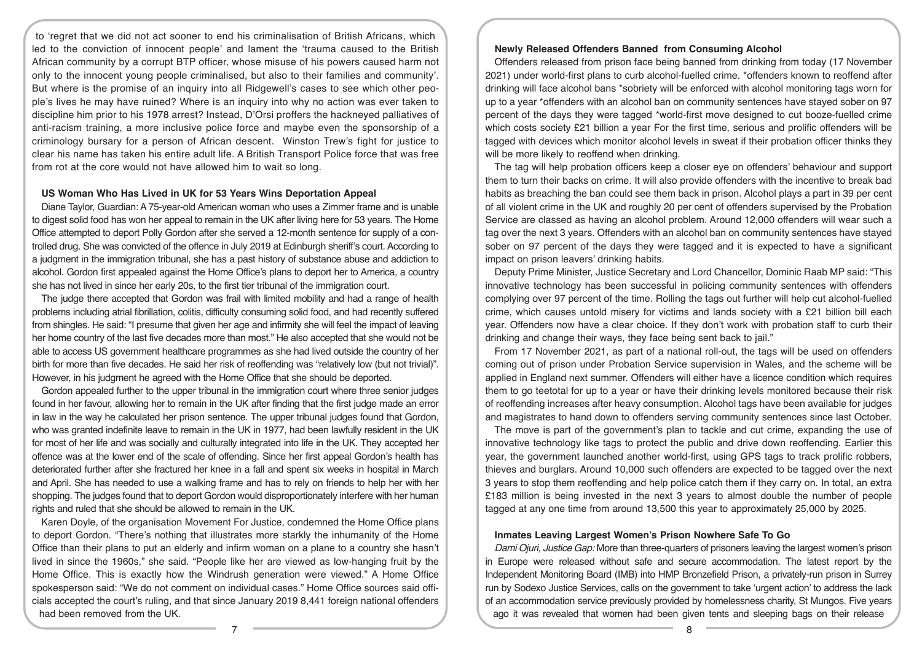to 'regret that we did not act sooner to end his criminalisation of British Africans, which led to the conviction of innocent people' and lament the 'trauma caused to the British African community by a corrupt BTP officer, whose misuse of his powers caused harm not only to the innocent young people criminalised, but also to their families and community'. But where is the promise of an inquiry into all Ridgewell's cases to see which other people's lives he may have ruined? Where is an inquiry into why no action was ever taken to discipline him prior to his 1978 arrest? Instead, D'Orsi proffers the hackneyed palliatives of anti-racism training, a more inclusive police force and maybe even the sponsorship of a criminology bursary for a person of African descent. Winston Trew's fight for justice to clear his name has taken his entire adult life. A British Transport Police force that was free from rot at the core would not have allowed him to wait so long.

### US Woman Who Has Lived in UK for 53 Years Wins Deportation Appeal

Diane Taylor, Guardian: A 75-year-old American woman who uses a Zimmer frame and is unable to digest solid food has won her appeal to remain in the UK after living here for 53 years. The Home Office attempted to deport Polly Gordon after she served a 12-month sentence for supply of a controlled drug. She was convicted of the offence in July 2019 at Edinburgh sheriff's court. According to a judgment in the immigration tribunal, she has a past history of substance abuse and addiction to alcohol. Gordon first appealed against the Home Office's plans to deport her to America, a country she has not lived in since her early 20s, to the first tier tribunal of the immigration court.

The judge there accepted that Gordon was frail with limited mobility and had a range of health problems including atrial fibrillation, colitis, difficulty consuming solid food, and had recently suffered from shingles. He said: "I presume that given her age and infirmity she will feel the impact of leaving her home country of the last five decades more than most." He also accepted that she would not be able to access US government healthcare programmes as she had lived outside the country of her birth for more than five decades. He said her risk of reoffending was "relatively low (but not trivial)". However, in his judgment he agreed with the Home Office that she should be deported.

Gordon appealed further to the upper tribunal in the immigration court where three senior judges found in her favour, allowing her to remain in the UK after finding that the first judge made an error in law in the way he calculated her prison sentence. The upper tribunal judges found that Gordon, who was granted indefinite leave to remain in the UK in 1977, had been lawfully resident in the UK for most of her life and was socially and culturally integrated into life in the UK. They accepted her offence was at the lower end of the scale of offending. Since her first appeal Gordon's health has deteriorated further after she fractured her knee in a fall and spent six weeks in hospital in March and April. She has needed to use a walking frame and has to rely on friends to help her with her shopping. The judges found that to deport Gordon would disproportionately interfere with her human rights and ruled that she should be allowed to remain in the UK.

Karen Doyle, of the organisation Movement For Justice, condemned the Home Office plans to deport Gordon. "There's nothing that illustrates more starkly the inhumanity of the Home Office than their plans to put an elderly and infirm woman on a plane to a country she hasn't lived in since the 1960s," she said. "People like her are viewed as low-hanging fruit by the Home Office. This is exactly how the Windrush generation were viewed." A Home Office spokesperson said: "We do not comment on individual cases." Home Office sources said officials accepted the court's ruling, and that since January 2019 8,441 foreign national offenders had been removed from the UK.

### Newly Released Offenders Banned from Consuming Alcohol

Offenders released from prison face being banned from drinking from today (17 November 2021) under world-first plans to curb alcohol-fuelled crime. *offenders known to reoffend after drinking will face alcohol bans *sobriety will be enforced with alcohol monitoring tags worn for up to a year *offenders with an alcohol ban on community sentences have stayed sober on 97 percent of the days they were tagged *world-first move designed to cut booze-fuelled crime which costs society £21 billion a year For the first time, serious and prolific offenders will be tagged with devices which monitor alcohol levels in sweat if their probation officer thinks they will be more likely to reoffend when drinking.

The tag will help probation officers keep a closer eye on offenders' behaviour and support them to turn their backs on crime. It will also provide offenders with the incentive to break bad habits as breaching the ban could see them back in prison. Alcohol plays a part in 39 per cent of all violent crime in the UK and roughly 20 per cent of offenders supervised by the Probation Service are classed as having an alcohol problem. Around 12,000 offenders will wear such a tag over the next 3 years. Offenders with an alcohol ban on community sentences have stayed sober on 97 percent of the days they were tagged and it is expected to have a significant impact on prison leavers' drinking habits.

Deputy Prime Minister, Justice Secretary and Lord Chancellor, Dominic Raab MP said: "This innovative technology has been successful in policing community sentences with offenders complying over 97 percent of the time. Rolling the tags out further will help cut alcohol-fuelled crime, which causes untold misery for victims and lands society with a £21 billion bill each year. Offenders now have a clear choice. If they don't work with probation staff to curb their drinking and change their ways, they face being sent back to jail."

From 17 November 2021, as part of a national roll-out, the tags will be used on offenders coming out of prison under Probation Service supervision in Wales, and the scheme will be applied in England next summer. Offenders will either have a licence condition which requires them to go teetotal for up to a year or have their drinking levels monitored because their risk of reoffending increases after heavy consumption. Alcohol tags have been available for judges and magistrates to hand down to offenders serving community sentences since last October.

The move is part of the government's plan to tackle and cut crime, expanding the use of innovative technology like tags to protect the public and drive down reoffending. Earlier this year, the government launched another world-first, using GPS tags to track prolific robbers, thieves and burglars. Around 10,000 such offenders are expected to be tagged over the next 3 years to stop them reoffending and help police catch them if they carry on. In total, an extra £183 million is being invested in the next 3 years to almost double the number of people tagged at any one time from around 13,500 this year to approximately 25,000 by 2025.

### Inmates Leaving Largest Women's Prison Nowhere Safe To Go

*Dami Ojuri, Justice Gap:* More than three-quarters of prisoners leaving the largest women's prison in Europe were released without safe and secure accommodation. The latest report by the Independent Monitoring Board (IMB) into HMP Bronzefield Prison, a privately-run prison in Surrey run by Sodexo Justice Services, calls on the government to take 'urgent action' to address the lack of an accommodation service previously provided by homelessness charity, St Mungos. Five years ago it was revealed that women had been given tents and sleeping bags on their release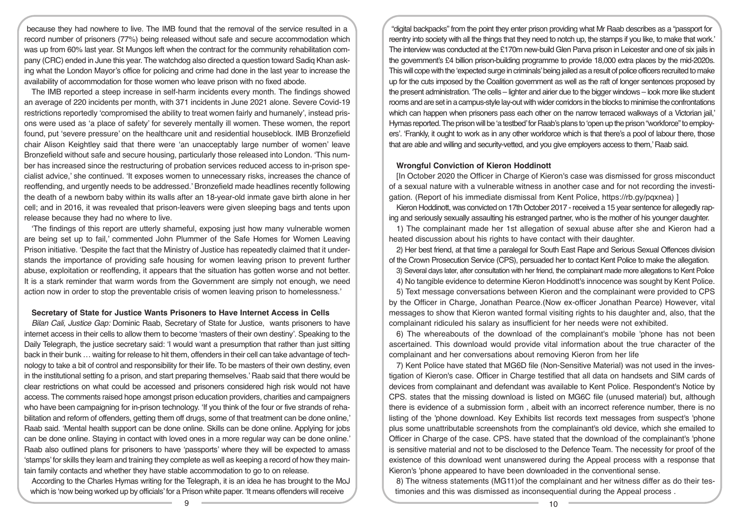because they had nowhere to live. The IMB found that the removal of the service resulted in a record number of prisoners (77%) being released without safe and secure accommodation which was up from 60% last year. St Mungos left when the contract for the community rehabilitation company (CRC) ended in June this year. The watchdog also directed a question toward Sadiq Khan asking what the London Mayor's office for policing and crime had done in the last year to increase the availability of accommodation for those women who leave prison with no fixed abode.

The IMB reported a steep increase in self-harm incidents every month. The findings showed an average of 220 incidents per month, with 371 incidents in June 2021 alone. Severe Covid-19 restrictions reportedly 'compromised the ability to treat women fairly and humanely', instead prisons were used as 'a place of safety' for severely mentally ill women. These women, the report found, put 'severe pressure' on the healthcare unit and residential houseblock. IMB Bronzefield chair Alison Keightley said that there were 'an unacceptably large number of women' leave Bronzefield without safe and secure housing, particularly those released into London. 'This number has increased since the restructuring of probation services reduced access to in-prison specialist advice,' she continued. 'It exposes women to unnecessary risks, increases the chance of reoffending, and urgently needs to be addressed.' Bronzefield made headlines recently following the death of a newborn baby within its walls after an 18-year-old inmate gave birth alone in her cell; and in 2016, it was revealed that prison-leavers were given sleeping bags and tents upon release because they had no where to live.

'The findings of this report are utterly shameful, exposing just how many vulnerable women are being set up to fail,' commented John Plummer of the Safe Homes for Women Leaving Prison initiative. 'Despite the fact that the Ministry of Justice has repeatedly claimed that it understands the importance of providing safe housing for women leaving prison to prevent further abuse, exploitation or reoffending, it appears that the situation has gotten worse and not better. It is a stark reminder that warm words from the Government are simply not enough, we need action now in order to stop the preventable crisis of women leaving prison to homelessness.'

### Secretary of State for Justice Wants Prisoners to Have Internet Access in Cells

*Bilan Cali, Justice Gap:* Dominic Raab, Secretary of State for Justice, wants prisoners to have internet access in their cells to allow them to become 'masters of their own destiny'. Speaking to the Daily Telegraph, the justice secretary said: 'I would want a presumption that rather than just sitting back in their bunk … waiting for release to hit them, offenders in their cell can take advantage of technology to take a bit of control and responsibility for their life. To be masters of their own destiny, even in the institutional setting fo a prison, and start preparing themselves.' Raab said that there would be clear restrictions on what could be accessed and prisoners considered high risk would not have access. The comments raised hope amongst prison education providers, charities and campaigners who have been campaigning for in-prison technology. 'If you think of the four or five strands of rehabilitation and reform of offenders, getting them off drugs, some of that treatment can be done online,' Raab said. 'Mental health support can be done online. Skills can be done online. Applying for jobs can be done online. Staying in contact with loved ones in a more regular way can be done online.' Raab also outlined plans for prisoners to have 'passports' where they will be expected to amass 'stamps' for skills they learn and training they complete as well as keeping a record of how they maintain family contacts and whether they have stable accommodation to go to on release.

According to the Charles Hymas writing for the Telegraph, it is an idea he has brought to the MoJ which is 'now being worked up by officials' for a Prison white paper. 'It means offenders will receive "digital backpacks" from the point they enter prison providing what Mr Raab describes as a "passport for reentry into society with all the things that they need to notch up, the stamps if you like, to make that work.' The interview was conducted at the £170m new-build Glen Parva prison in Leicester and one of six jails in the government's £4 billion prison-building programme to provide 18,000 extra places by the mid-2020s. This will cope with the 'expected surge in criminals' being jailed as a result of police officers recruited to make up for the cuts imposed by the Coalition government as well as the raft of longer sentences proposed by the present administration. 'The cells – lighter and airier due to the bigger windows – look more like student rooms and are set in a campus-style lay-out with wider corridors in the blocks to minimise the confrontations which can happen when prisoners pass each other on the narrow terraced walkways of a Victorian jail,' Hymas reported. The prison will be 'a testbed' for Raab's plans to 'open up the prison "workforce" to employers'. 'Frankly, it ought to work as in any other workforce which is that there's a pool of labour there, those that are able and willing and security-vetted, and you give employers access to them,' Raab said.

### Wrongful Conviction of Kieron Hoddinott

[In October 2020 the Officer in Charge of Kieron's case was dismissed for gross misconduct of a sexual nature with a vulnerable witness in another case and for not recording the investigation. (Report of his immediate dismissal from Kent Police, https://rb.gy/pqxnea) ]

Kieron Hoddinott, was convicted on 17th October 2017 - received a 15 year sentence for allegedly raping and seriously sexually assaulting his estranged partner, who is the mother of his younger daughter.

1) The complainant made her 1st allegation of sexual abuse after she and Kieron had a heated discussion about his rights to have contact with their daughter.

2) Her best friend, at that time a paralegal for South East Rape and Serious Sexual Offences division of the Crown Prosecution Service (CPS), persuaded her to contact Kent Police to make the allegation.

3) Several days later, after consultation with her friend, the complainant made more allegations to Kent Police

4) No tangible evidence to determine Kieron Hoddinott's innocence was sought by Kent Police.

5) Text message conversations between Kieron and the complainant were provided to CPS by the Officer in Charge, Jonathan Pearce.(Now ex-officer Jonathan Pearce) However, vital messages to show that Kieron wanted formal visiting rights to his daughter and, also, that the complainant ridiculed his salary as insufficient for her needs were not exhibited.

6) The whereabouts of the download of the complainant's mobile 'phone has not been ascertained. This download would provide vital information about the true character of the complainant and her conversations about removing Kieron from her life

7) Kent Police have stated that MG6D file (Non-Sensitive Material) was not used in the investigation of Kieron's case. Officer in Charge testified that all data on handsets and SIM cards of devices from complainant and defendant was available to Kent Police. Respondent's Notice by CPS. states that the missing download is listed on MG6C file (unused material) but, although there is evidence of a submission form , albeit with an incorrect reference number, there is no listing of the 'phone download. Key Exhibits list records text messages from suspect's 'phone plus some unattributable screenshots from the complainant's old device, which she emailed to Officer in Charge of the case. CPS. have stated that the download of the complainant's 'phone is sensitive material and not to be disclosed to the Defence Team. The necessity for proof of the existence of this download went unanswered during the Appeal process with a response that Kieron's 'phone appeared to have been downloaded in the conventional sense.

8) The witness statements (MG11)of the complainant and her witness differ as do their testimonies and this was dismissed as inconsequential during the Appeal process .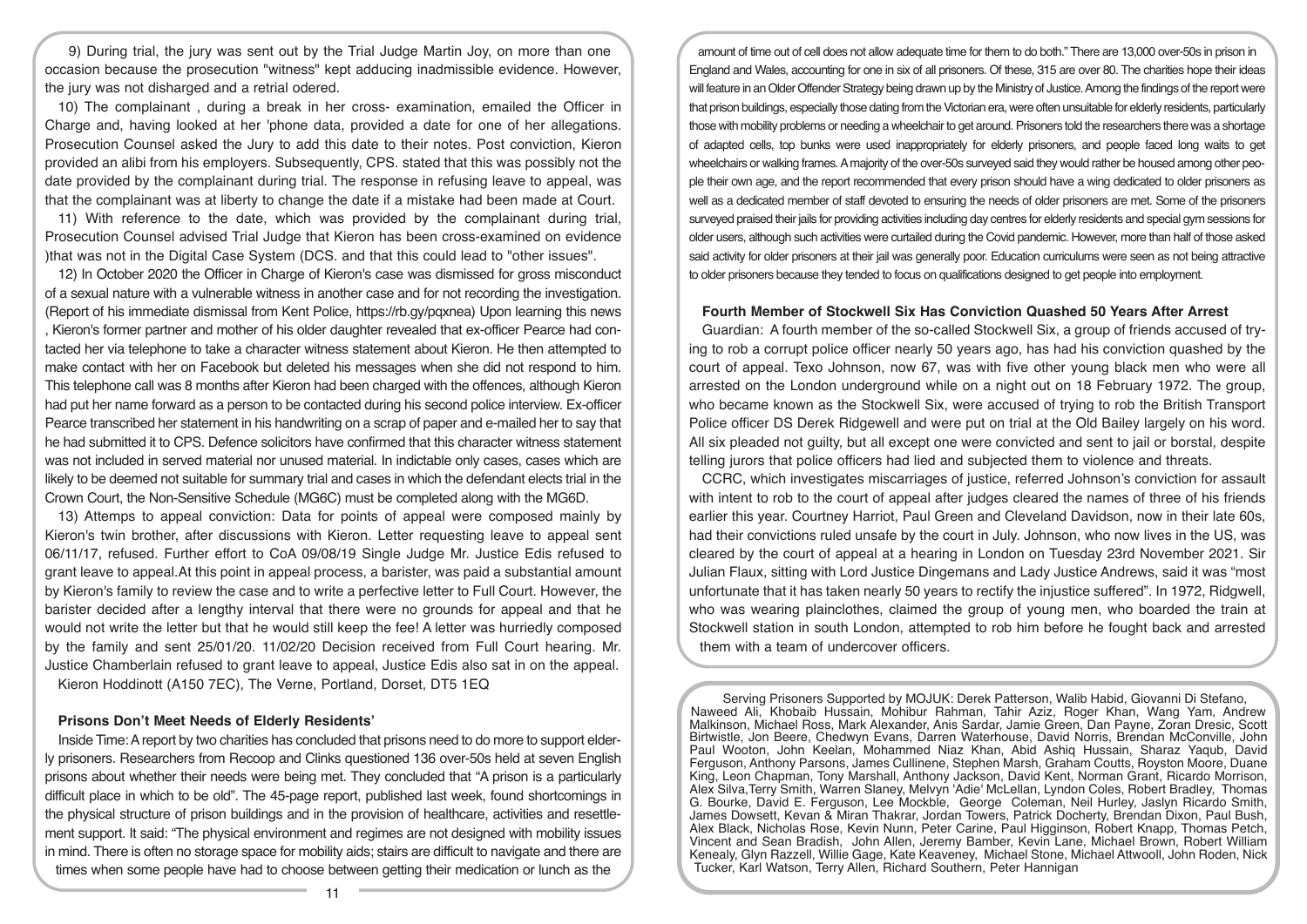9) During trial, the jury was sent out by the Trial Judge Martin Joy, on more than one occasion because the prosecution "witness" kept adducing inadmissible evidence. However, the jury was not disharged and a retrial odered.

10) The complainant , during a break in her cross- examination, emailed the Officer in Charge and, having looked at her 'phone data, provided a date for one of her allegations. Prosecution Counsel asked the Jury to add this date to their notes. Post conviction, Kieron provided an alibi from his employers. Subsequently, CPS. stated that this was possibly not the date provided by the complainant during trial. The response in refusing leave to appeal, was that the complainant was at liberty to change the date if a mistake had been made at Court.

11) With reference to the date, which was provided by the complainant during trial, Prosecution Counsel advised Trial Judge that Kieron has been cross-examined on evidence )that was not in the Digital Case System (DCS. and that this could lead to "other issues".

12) In October 2020 the Officer in Charge of Kieron's case was dismissed for gross misconduct of a sexual nature with a vulnerable witness in another case and for not recording the investigation. (Report of his immediate dismissal from Kent Police, https://rb.gy/pqxnea) Upon learning this news , Kieron's former partner and mother of his older daughter revealed that ex-officer Pearce had contacted her via telephone to take a character witness statement about Kieron. He then attempted to make contact with her on Facebook but deleted his messages when she did not respond to him. This telephone call was 8 months after Kieron had been charged with the offences, although Kieron had put her name forward as a person to be contacted during his second police interview. Ex-officer Pearce transcribed her statement in his handwriting on a scrap of paper and e-mailed her to say that he had submitted it to CPS. Defence solicitors have confirmed that this character witness statement was not included in served material nor unused material. In indictable only cases, cases which are likely to be deemed not suitable for summary trial and cases in which the defendant elects trial in the Crown Court, the Non-Sensitive Schedule (MG6C) must be completed along with the MG6D.

13) Attemps to appeal conviction: Data for points of appeal were composed mainly by Kieron's twin brother, after discussions with Kieron. Letter requesting leave to appeal sent 06/11/17, refused. Further effort to CoA 09/08/19 Single Judge Mr. Justice Edis refused to grant leave to appeal.At this point in appeal process, a baristter, was paid a substantial amount by Kieron's family to review the case and to write a perfective letter to Full Court. However, the baristter decided after a lengthy interval that there were no grounds for appeal and that he would not write the letter but that he would still keep the fee! A letter was hurriedly composed by the family and sent 25/01/20. 11/02/20 Decision received from Full Court hearing. Mr. Justice Chamberlain refused to grant leave to appeal, Justice Edis also sat in on the appeal.

Kieron Hoddinott (A150 7EC), The Verne, Portland, Dorset, DT5 1EQ

### Prisons Don't Meet Needs of Elderly Residents'

Inside Time: A report by two charities has concluded that prisons need to do more to support elderly prisoners. Researchers from Recoop and Clinks questioned 136 over-50s held at seven English prisons about whether their needs were being met. They concluded that "A prison is a particularly difficult place in which to be old". The 45-page report, published last week, found shortcomings in the physical structure of prison buildings and in the provision of healthcare, activities and resettlement support. It said: "The physical environment and regimes are not designed with mobility issues in mind. There is often no storage space for mobility aids; stairs are difficult to navigate and there are times when some people have had to choose between getting their medication or lunch as the amount of time out of cell does not allow adequate time for them to do both." There are 13,000 over-50s in prison in England and Wales, accounting for one in six of all prisoners. Of these, 315 are over 80. The charities hope their ideas will feature in an Older Offender Strategy being drawn up by the Ministry of Justice. Among the findings of the report were that prison buildings, especially those dating from the Victorian era, were often unsuitable for elderly residents, particularly those with mobility problems or needing a wheelchair to get around. Prisoners told the researchers there was a shortage of adapted cells, top bunks were used inappropriately for elderly prisoners, and people faced long waits to get wheelchairs or walking frames. A majority of the over-50s surveyed said they would rather be housed among other people their own age, and the report recommended that every prison should have a wing dedicated to older prisoners as well as a dedicated member of staff devoted to ensuring the needs of older prisoners are met. Some of the prisoners surveyed praised their jails for providing activities including day centres for elderly residents and special gym sessions for older users, although such activities were curtailed during the Covid pandemic. However, more than half of those asked said activity for older prisoners at their jail was generally poor. Education curriculums were seen as not being attractive to older prisoners because they tended to focus on qualifications designed to get people into employment.

### Fourth Member of Stockwell Six Has Conviction Quashed 50 Years After Arrest

Guardian: A fourth member of the so-called Stockwell Six, a group of friends accused of trying to rob a corrupt police officer nearly 50 years ago, has had his conviction quashed by the court of appeal. Texo Johnson, now 67, was with five other young black men who were all arrested on the London underground while on a night out on 18 February 1972. The group, who became known as the Stockwell Six, were accused of trying to rob the British Transport Police officer DS Derek Ridgewell and were put on trial at the Old Bailey largely on his word. All six pleaded not guilty, but all except one were convicted and sent to jail or borstal, despite telling jurors that police officers had lied and subjected them to violence and threats.

CCRC, which investigates miscarriages of justice, referred Johnson's conviction for assault with intent to rob to the court of appeal after judges cleared the names of three of his friends earlier this year. Courtney Harriot, Paul Green and Cleveland Davidson, now in their late 60s, had their convictions ruled unsafe by the court in July. Johnson, who now lives in the US, was cleared by the court of appeal at a hearing in London on Tuesday 23rd November 2021. Sir Julian Flaux, sitting with Lord Justice Dingemans and Lady Justice Andrews, said it was "most unfortunate that it has taken nearly 50 years to rectify the injustice suffered". In 1972, Ridgewell, who was wearing plainclothes, claimed the group of young men, who boarded the train at Stockwell station in south London, attempted to rob him before he fought back and arrested them with a team of undercover officers.

Serving Prisoners Supported by MOJUK: Derek Patterson, Walib Habid, Giovanni Di Stefano, Naweed Ali, Khobaib Hussain, Mohibur Rahman, Tahir Aziz, Roger Khan, Wang Yam, Andrew Malkinson, Michael Ross, Mark Alexander, Anis Sardar, Jamie Green, Dan Payne, Zoran Dresic, Scott Birtwistle, Jon Beere, Chedwyn Evans, Darren Waterhouse, David Norris, Brendan McConville, John Paul Wooton, John Keelan, Mohammed Niaz Khan, Abid Ashiq Hussain, Sharaz Yaqub, David Ferguson, Anthony Parsons, James Cullinene, Stephen Marsh, Graham Coutts, Royston Moore, Duane King, Leon Chapman, Tony Marshall, Anthony Jackson, David Kent, Norman Grant, Ricardo Morrison, Alex Silva,Terry Smith, Warren Slaney, Melvyn 'Adie' McLellan, Lyndon Coles, Robert Bradley, Thomas G. Bourke, David E. Ferguson, Lee Mockble, George Coleman, Neil Hurley, Jaslyn Ricardo Smith, James Dowsett, Kevan & Miran Thakrar, Jordan Towers, Patrick Docherty, Brendan Dixon, Paul Bush, Alex Black, Nicholas Rose, Kevin Nunn, Peter Carine, Paul Higginson, Robert Knapp, Thomas Petch, Vincent and Sean Bradish, John Allen, Jeremy Bamber, Kevin Lane, Michael Brown, Robert William Kenealy, Glyn Razzell, Willie Gage, Kate Keaveney, Michael Stone, Michael Attwooll, John Roden, Nick Tucker, Karl Watson, Terry Allen, Richard Southern, Peter Hannigan